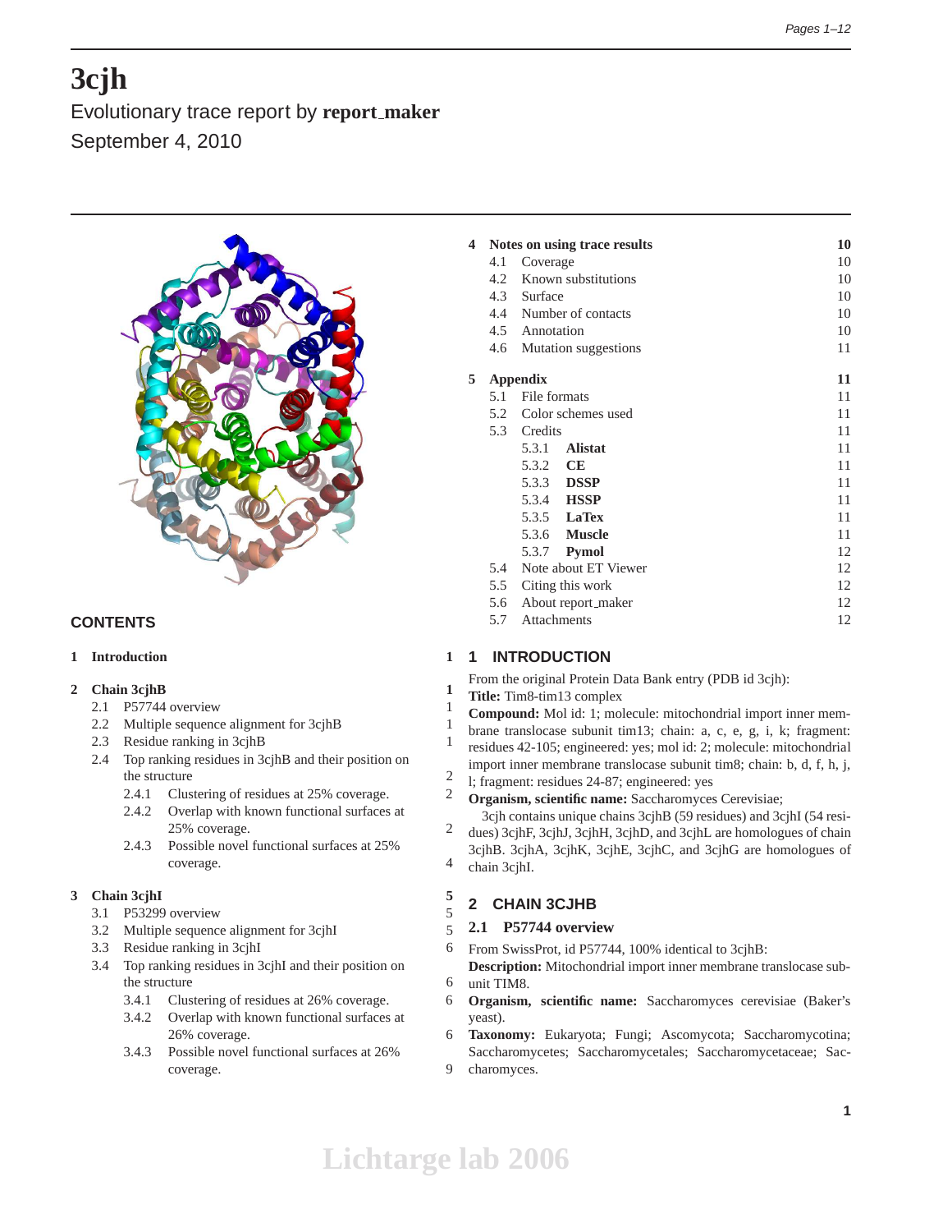# 3cjh

Evolutionary trace report by **report_maker**

September 4, 2010

## CONTENTS

1 Introduction 1

2 Chain 3cjhB 1
- 2.1 P57744 overview 1
- 2.2 Multiple sequence alignment for 3cjhB 1
- 2.3 Residue ranking in 3cjhB 1
- 2.4 Top ranking residues in 3cjhB and their position on the structure 2
  - 2.4.1 Clustering of residues at 25% coverage. 2
  - 2.4.2 Overlap with known functional surfaces at 25% coverage. 2
  - 2.4.3 Possible novel functional surfaces at 25% coverage. 4

3 Chain 3cjhI 5
- 3.1 P53299 overview 5
- 3.2 Multiple sequence alignment for 3cjhI 5
- 3.3 Residue ranking in 3cjhI 6
- 3.4 Top ranking residues in 3cjhI and their position on the structure 6
  - 3.4.1 Clustering of residues at 26% coverage. 6
  - 3.4.2 Overlap with known functional surfaces at 26% coverage. 6
  - 3.4.3 Possible novel functional surfaces at 26% coverage. 9

4 Notes on using trace results 10
- 4.1 Coverage 10
- 4.2 Known substitutions 10
- 4.3 Surface 10
- 4.4 Number of contacts 10
- 4.5 Annotation 10
- 4.6 Mutation suggestions 11

5 Appendix 11
- 5.1 File formats 11
- 5.2 Color schemes used 11
- 5.3 Credits 11
  - 5.3.1 **Alistat** 11
  - 5.3.2 **CE** 11
  - 5.3.3 **DSSP** 11
  - 5.3.4 **HSSP** 11
  - 5.3.5 **LaTex** 11
  - 5.3.6 **Muscle** 11
  - 5.3.7 **Pymol** 12
- 5.4 Note about ET Viewer 12
- 5.5 Citing this work 12
- 5.6 About report_maker 12
- 5.7 Attachments 12

## 1 INTRODUCTION

From the original Protein Data Bank entry (PDB id 3cjh):

**Title:** Tim8-tim13 complex

**Compound:** Mol id: 1; molecule: mitochondrial import inner membrane translocase subunit tim13; chain: a, c, e, g, i, k; fragment: residues 42-105; engineered: yes; mol id: 2; molecule: mitochondrial import inner membrane translocase subunit tim8; chain: b, d, f, h, j, l; fragment: residues 24-87; engineered: yes

**Organism, scientific name:** Saccharomyces Cerevisiae;

3cjh contains unique chains 3cjhB (59 residues) and 3cjhI (54 residues) 3cjhF, 3cjhJ, 3cjhH, 3cjhD, and 3cjhL are homologues of chain 3cjhB. 3cjhA, 3cjhK, 3cjhE, 3cjhC, and 3cjhG are homologues of chain 3cjhI.

## 2 CHAIN 3CJHB

### 2.1 P57744 overview

From SwissProt, id P57744, 100% identical to 3cjhB:

**Description:** Mitochondrial import inner membrane translocase subunit TIM8.

**Organism, scientific name:** Saccharomyces cerevisiae (Baker's yeast).

**Taxonomy:** Eukaryota; Fungi; Ascomycota; Saccharomycotina; Saccharomycetes; Saccharomycetales; Saccharomycetaceae; Saccharomyces.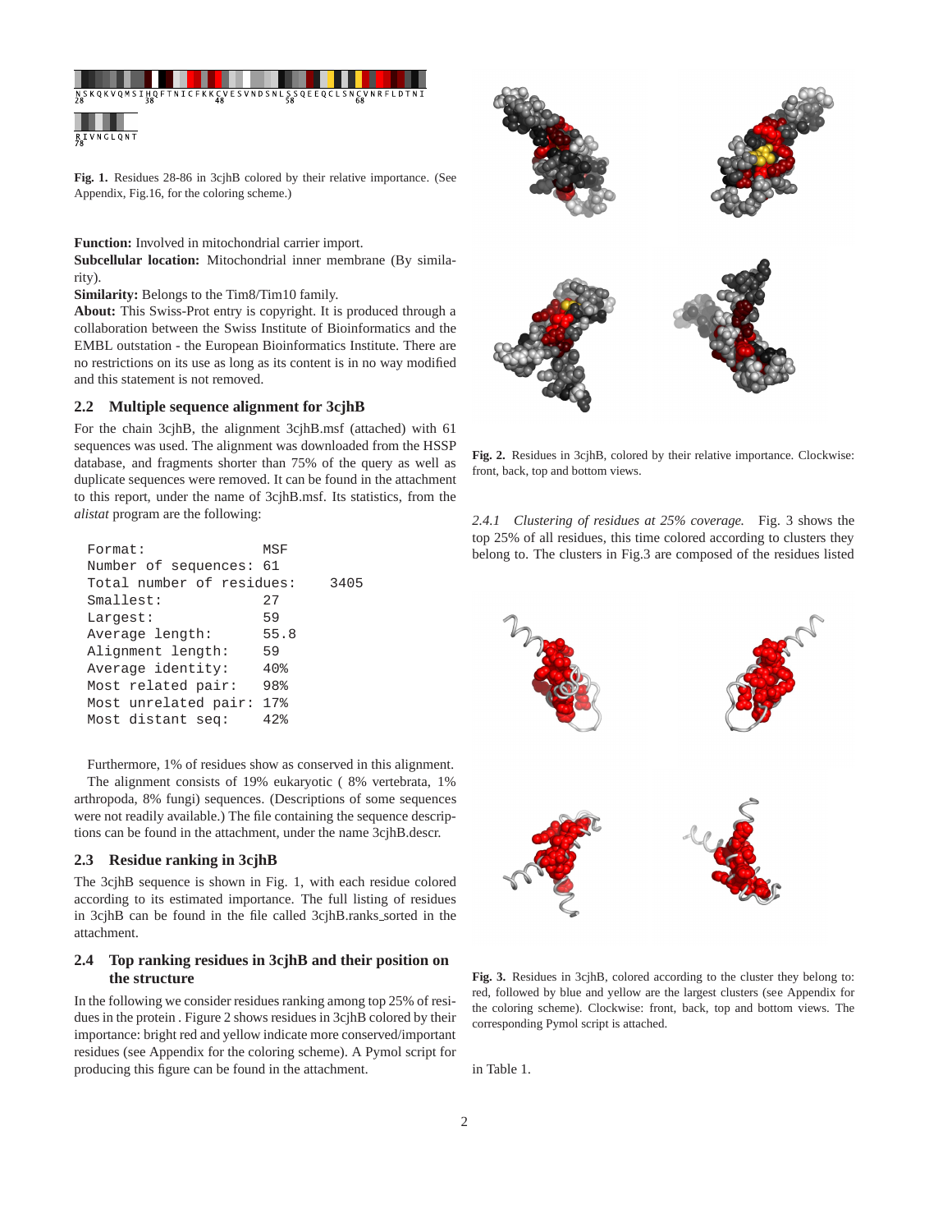N S K Q K V Q M S I H Q F T N I C F K K C V E S V N D S N L S S Q E E Q C L S N C V N R F L D T N I
28 38 48 58 68

R I V N G L Q N T
78

**Fig. 1.** Residues 28-86 in 3cjhB colored by their relative importance. (See Appendix, Fig.16, for the coloring scheme.)

**Function:** Involved in mitochondrial carrier import.
**Subcellular location:** Mitochondrial inner membrane (By similarity).
**Similarity:** Belongs to the Tim8/Tim10 family.
**About:** This Swiss-Prot entry is copyright. It is produced through a collaboration between the Swiss Institute of Bioinformatics and the EMBL outstation - the European Bioinformatics Institute. There are no restrictions on its use as long as its content is in no way modified and this statement is not removed.

## 2.2 Multiple sequence alignment for 3cjhB

For the chain 3cjhB, the alignment 3cjhB.msf (attached) with 61 sequences was used. The alignment was downloaded from the HSSP database, and fragments shorter than 75% of the query as well as duplicate sequences were removed. It can be found in the attachment to this report, under the name of 3cjhB.msf. Its statistics, from the *alistat* program are the following:

```
Format:                 MSF
Number of sequences:    61
Total number of residues:    3405
Smallest:               27
Largest:                59
Average length:         55.8
Alignment length:       59
Average identity:       40%
Most related pair:      98%
Most unrelated pair:    17%
Most distant seq:       42%
```

Furthermore, 1% of residues show as conserved in this alignment.

The alignment consists of 19% eukaryotic ( 8% vertebrata, 1% arthropoda, 8% fungi) sequences. (Descriptions of some sequences were not readily available.) The file containing the sequence descriptions can be found in the attachment, under the name 3cjhB.descr.

## 2.3 Residue ranking in 3cjhB

The 3cjhB sequence is shown in Fig. 1, with each residue colored according to its estimated importance. The full listing of residues in 3cjhB can be found in the file called 3cjhB.ranks_sorted in the attachment.

## 2.4 Top ranking residues in 3cjhB and their position on the structure

In the following we consider residues ranking among top 25% of residues in the protein . Figure 2 shows residues in 3cjhB colored by their importance: bright red and yellow indicate more conserved/important residues (see Appendix for the coloring scheme). A Pymol script for producing this figure can be found in the attachment.

**Fig. 2.** Residues in 3cjhB, colored by their relative importance. Clockwise: front, back, top and bottom views.

### 2.4.1 *Clustering of residues at 25% coverage.*

Fig. 3 shows the top 25% of all residues, this time colored according to clusters they belong to. The clusters in Fig.3 are composed of the residues listed in Table 1.

**Fig. 3.** Residues in 3cjhB, colored according to the cluster they belong to: red, followed by blue and yellow are the largest clusters (see Appendix for the coloring scheme). Clockwise: front, back, top and bottom views. The corresponding Pymol script is attached.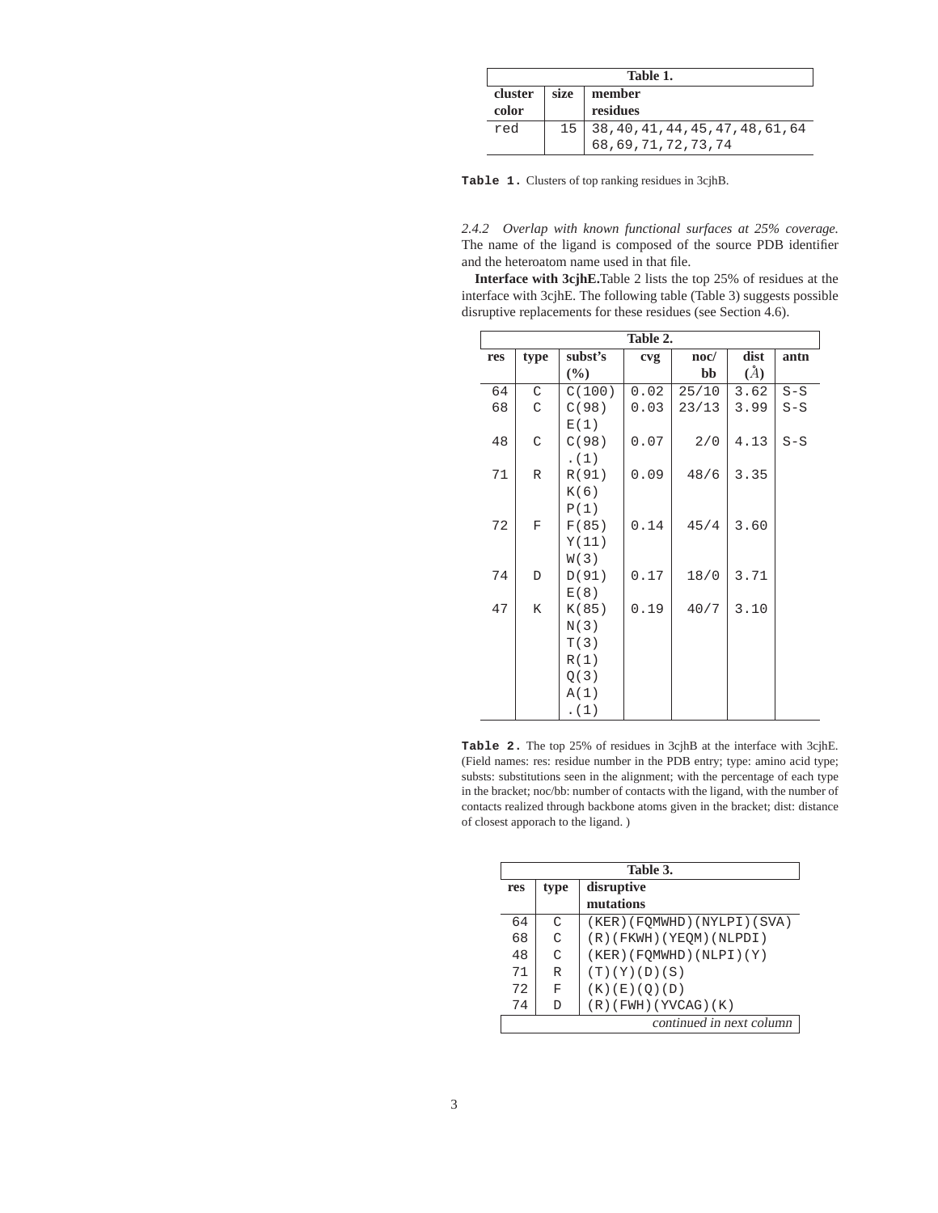| Table 1. | | |
|---|---|---|
| cluster color | size | member residues |
| red | 15 | 38,40,41,44,45,47,48,61,64 68,69,71,72,73,74 |

**Table 1.** Clusters of top ranking residues in 3cjhB.

### 2.4.2 *Overlap with known functional surfaces at 25% coverage.*

The name of the ligand is composed of the source PDB identifier and the heteroatom name used in that file.

**Interface with 3cjhE.** Table 2 lists the top 25% of residues at the interface with 3cjhE. The following table (Table 3) suggests possible disruptive replacements for these residues (see Section 4.6).

| Table 2. | | | | | | |
|---|---|---|---|---|---|---|
| res | type | subst's (%) | cvg | noc/ bb | dist (Å) | antn |
| 64 | C | C(100) | 0.02 | 25/10 | 3.62 | S-S |
| 68 | C | C(98) E(1) | 0.03 | 23/13 | 3.99 | S-S |
| 48 | C | C(98) .(1) | 0.07 | 2/0 | 4.13 | S-S |
| 71 | R | R(91) K(6) P(1) | 0.09 | 48/6 | 3.35 | |
| 72 | F | F(85) Y(11) W(3) | 0.14 | 45/4 | 3.60 | |
| 74 | D | D(91) E(8) | 0.17 | 18/0 | 3.71 | |
| 47 | K | K(85) N(3) T(3) R(1) Q(3) A(1) .(1) | 0.19 | 40/7 | 3.10 | |

**Table 2.** The top 25% of residues in 3cjhB at the interface with 3cjhE. (Field names: res: residue number in the PDB entry; type: amino acid type; substs: substitutions seen in the alignment; with the percentage of each type in the bracket; noc/bb: number of contacts with the ligand, with the number of contacts realized through backbone atoms given in the bracket; dist: distance of closest apporach to the ligand. )

| Table 3. | | |
|---|---|---|
| res | type | disruptive mutations |
| 64 | C | (KER)(FQMWHD)(NYLPI)(SVA) |
| 68 | C | (R)(FKWH)(YEQM)(NLPDI) |
| 48 | C | (KER)(FQMWHD)(NLPI)(Y) |
| 71 | R | (T)(Y)(D)(S) |
| 72 | F | (K)(E)(Q)(D) |
| 74 | D | (R)(FWH)(YVCAG)(K) |

*continued in next column*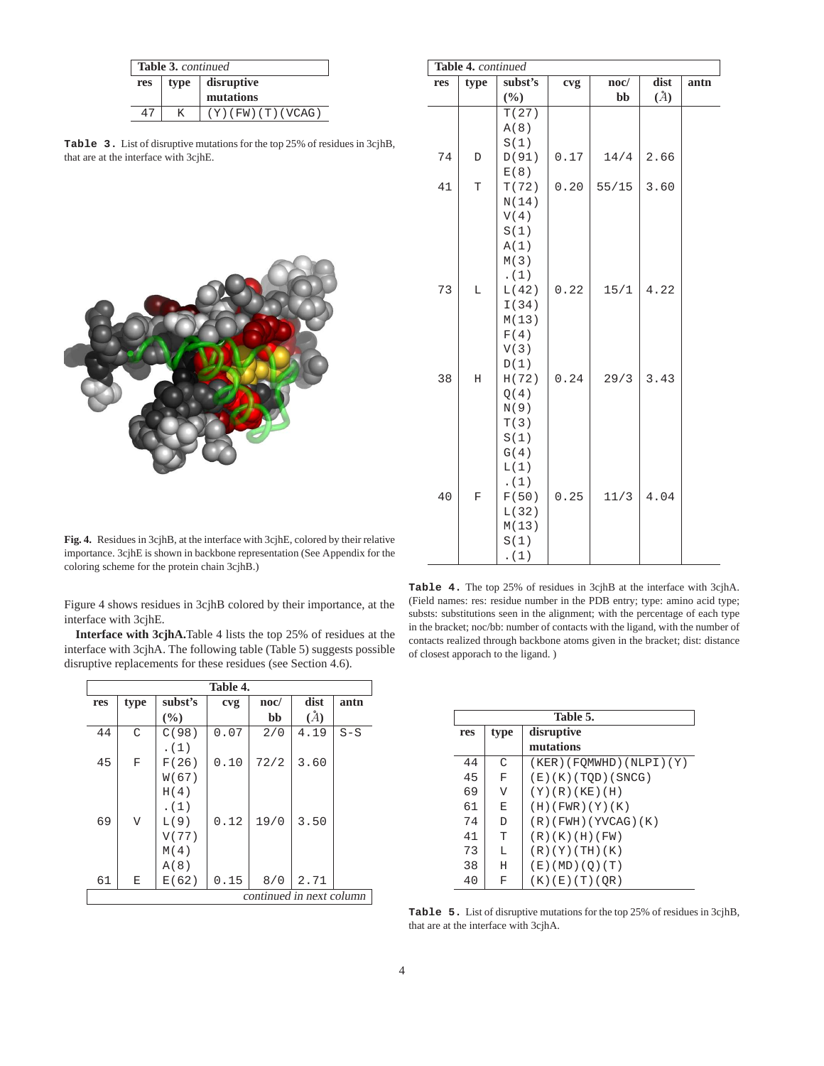| Table 3. continued | | |
|---|---|---|
| res | type | disruptive mutations |
| 47 | K | (Y)(FW)(T)(VCAG) |

**Table 3.** List of disruptive mutations for the top 25% of residues in 3cjhB, that are at the interface with 3cjhE.

**Fig. 4.** Residues in 3cjhB, at the interface with 3cjhE, colored by their relative importance. 3cjhE is shown in backbone representation (See Appendix for the coloring scheme for the protein chain 3cjhB.)

Figure 4 shows residues in 3cjhB colored by their importance, at the interface with 3cjhE.

**Interface with 3cjhA.** Table 4 lists the top 25% of residues at the interface with 3cjhA. The following table (Table 5) suggests possible disruptive replacements for these residues (see Section 4.6).

| res | type | subst's (%) | cvg | noc/ bb | dist (Å) | antn |
|---|---|---|---|---|---|---|
| 44 | C | C(98) .(1) | 0.07 | 2/0 | 4.19 | S-S |
| 45 | F | F(26) W(67) H(4) .(1) | 0.10 | 72/2 | 3.60 | |
| 69 | V | L(9) V(77) M(4) A(8) | 0.12 | 19/0 | 3.50 | |
| 61 | E | E(62) T(27) A(8) S(1) | 0.15 | 8/0 | 2.71 | |
| 74 | D | D(91) E(8) | 0.17 | 14/4 | 2.66 | |
| 41 | T | T(72) N(14) V(4) S(1) A(1) M(3) .(1) | 0.20 | 55/15 | 3.60 | |
| 73 | L | L(42) I(34) M(13) F(4) V(3) D(1) | 0.22 | 15/1 | 4.22 | |
| 38 | H | H(72) Q(4) N(9) T(3) S(1) G(4) L(1) .(1) | 0.24 | 29/3 | 3.43 | |
| 40 | F | F(50) L(32) M(13) S(1) .(1) | 0.25 | 11/3 | 4.04 | |

**Table 4.** The top 25% of residues in 3cjhB at the interface with 3cjhA. (Field names: res: residue number in the PDB entry; type: amino acid type; substs: substitutions seen in the alignment; with the percentage of each type in the bracket; noc/bb: number of contacts with the ligand, with the number of contacts realized through backbone atoms given in the bracket; dist: distance of closest apporach to the ligand. )

| res | type | disruptive mutations |
|---|---|---|
| 44 | C | (KER)(FQMWHD)(NLPI)(Y) |
| 45 | F | (E)(K)(TQD)(SNCG) |
| 69 | V | (Y)(R)(KE)(H) |
| 61 | E | (H)(FWR)(Y)(K) |
| 74 | D | (R)(FWH)(YVCAG)(K) |
| 41 | T | (R)(K)(H)(FW) |
| 73 | L | (R)(Y)(TH)(K) |
| 38 | H | (E)(MD)(Q)(T) |
| 40 | F | (K)(E)(T)(QR) |

**Table 5.** List of disruptive mutations for the top 25% of residues in 3cjhB, that are at the interface with 3cjhA.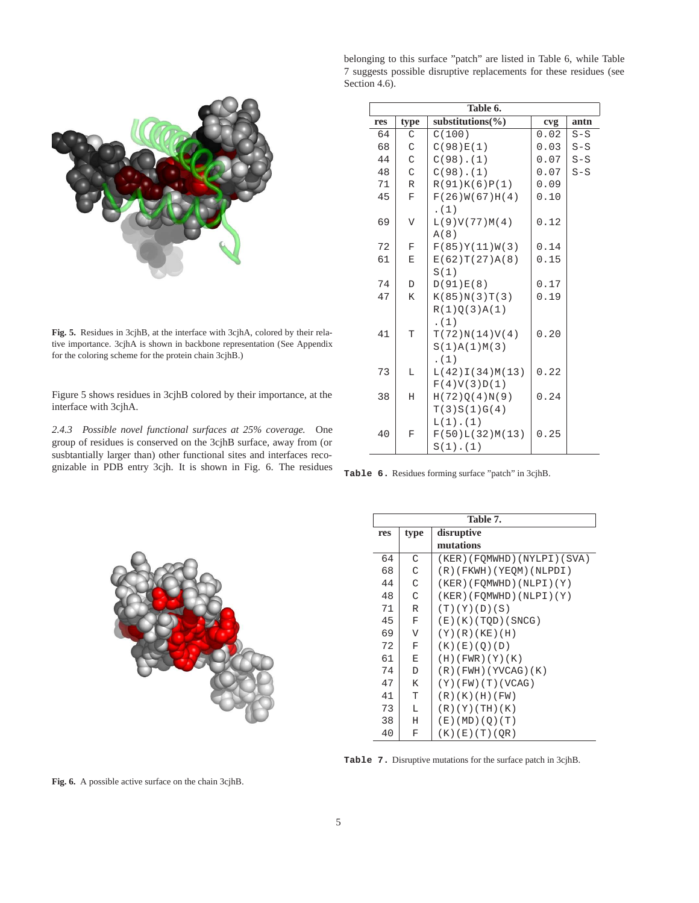Fig. 5. Residues in 3cjhB, at the interface with 3cjhA, colored by their relative importance. 3cjhA is shown in backbone representation (See Appendix for the coloring scheme for the protein chain 3cjhB.)

Figure 5 shows residues in 3cjhB colored by their importance, at the interface with 3cjhA.

*2.4.3 Possible novel functional surfaces at 25% coverage.* One group of residues is conserved on the 3cjhB surface, away from (or susbtantially larger than) other functional sites and interfaces recognizable in PDB entry 3cjh. It is shown in Fig. 6. The residues belonging to this surface "patch" are listed in Table 6, while Table 7 suggests possible disruptive replacements for these residues (see Section 4.6).

**Table 6.**

| res | type | substitutions(%) | cvg | antn |
|---|---|---|---|---|
| 64 | C | C(100) | 0.02 | S-S |
| 68 | C | C(98)E(1) | 0.03 | S-S |
| 44 | C | C(98).(1) | 0.07 | S-S |
| 48 | C | C(98).(1) | 0.07 | S-S |
| 71 | R | R(91)K(6)P(1) | 0.09 | |
| 45 | F | F(26)W(67)H(4) .(1) | 0.10 | |
| 69 | V | L(9)V(77)M(4) A(8) | 0.12 | |
| 72 | F | F(85)Y(11)W(3) | 0.14 | |
| 61 | E | E(62)T(27)A(8) S(1) | 0.15 | |
| 74 | D | D(91)E(8) | 0.17 | |
| 47 | K | K(85)N(3)T(3) R(1)Q(3)A(1) .(1) | 0.19 | |
| 41 | T | T(72)N(14)V(4) S(1)A(1)M(3) .(1) | 0.20 | |
| 73 | L | L(42)I(34)M(13) F(4)V(3)D(1) | 0.22 | |
| 38 | H | H(72)Q(4)N(9) T(3)S(1)G(4) L(1).(1) | 0.24 | |
| 40 | F | F(50)L(32)M(13) S(1).(1) | 0.25 | |

**Table 6.** Residues forming surface "patch" in 3cjhB.

Fig. 6. A possible active surface on the chain 3cjhB.

**Table 7.**

| res | type | disruptive mutations |
|---|---|---|
| 64 | C | (KER)(FQMWHD)(NYLPI)(SVA) |
| 68 | C | (R)(FKWH)(YEQM)(NLPDI) |
| 44 | C | (KER)(FQMWHD)(NLPI)(Y) |
| 48 | C | (KER)(FQMWHD)(NLPI)(Y) |
| 71 | R | (T)(Y)(D)(S) |
| 45 | F | (E)(K)(TQD)(SNCG) |
| 69 | V | (Y)(R)(KE)(H) |
| 72 | F | (K)(E)(Q)(D) |
| 61 | E | (H)(FWR)(Y)(K) |
| 74 | D | (R)(FWH)(YVCAG)(K) |
| 47 | K | (Y)(FW)(T)(VCAG) |
| 41 | T | (R)(K)(H)(FW) |
| 73 | L | (R)(Y)(TH)(K) |
| 38 | H | (E)(MD)(Q)(T) |
| 40 | F | (K)(E)(T)(QR) |

**Table 7.** Disruptive mutations for the surface patch in 3cjhB.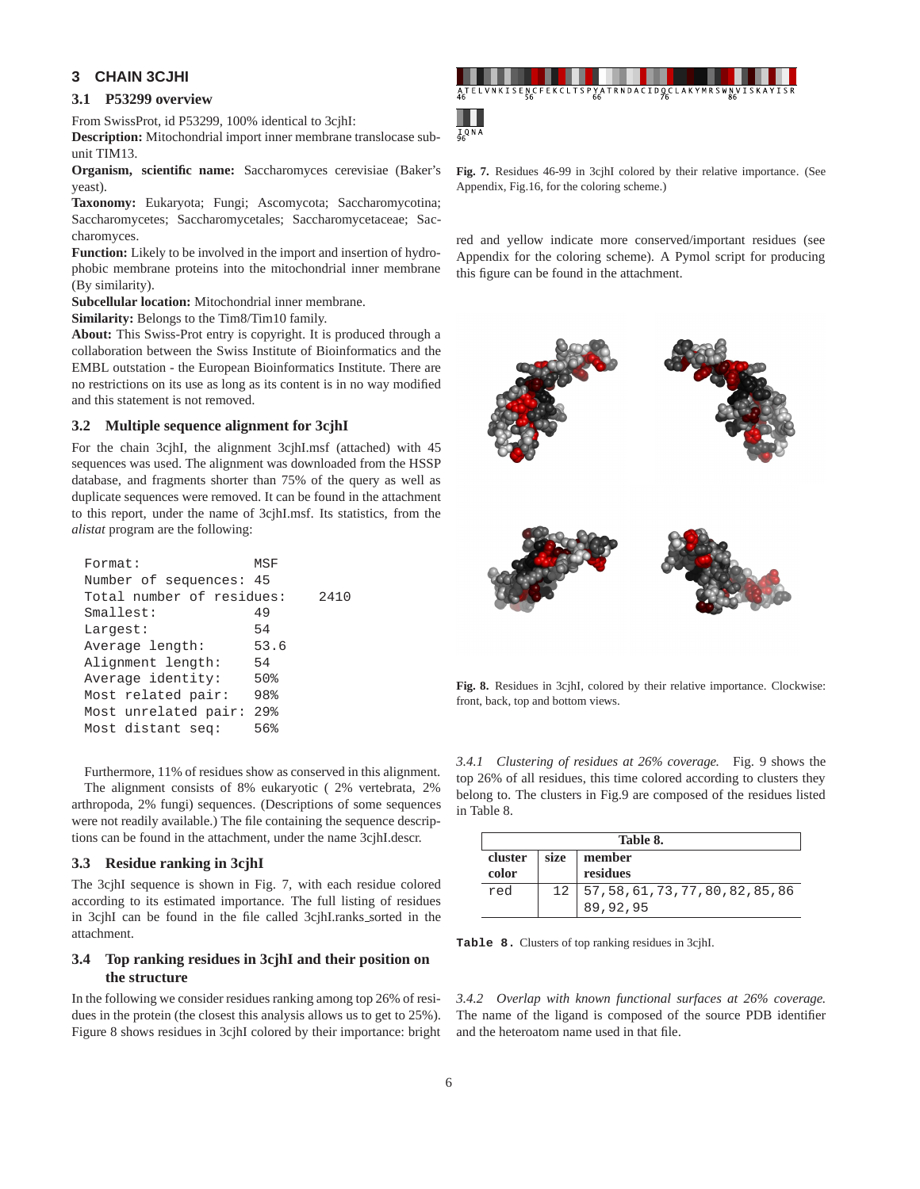## 3 CHAIN 3CJHI

### 3.1 P53299 overview

From SwissProt, id P53299, 100% identical to 3cjhI:

**Description:** Mitochondrial import inner membrane translocase subunit TIM13.

**Organism, scientific name:** Saccharomyces cerevisiae (Baker's yeast).

**Taxonomy:** Eukaryota; Fungi; Ascomycota; Saccharomycotina; Saccharomycetes; Saccharomycetales; Saccharomycetaceae; Saccharomyces.

**Function:** Likely to be involved in the import and insertion of hydrophobic membrane proteins into the mitochondrial inner membrane (By similarity).

**Subcellular location:** Mitochondrial inner membrane.

**Similarity:** Belongs to the Tim8/Tim10 family.

**About:** This Swiss-Prot entry is copyright. It is produced through a collaboration between the Swiss Institute of Bioinformatics and the EMBL outstation - the European Bioinformatics Institute. There are no restrictions on its use as long as its content is in no way modified and this statement is not removed.

### 3.2 Multiple sequence alignment for 3cjhI

For the chain 3cjhI, the alignment 3cjhI.msf (attached) with 45 sequences was used. The alignment was downloaded from the HSSP database, and fragments shorter than 75% of the query as well as duplicate sequences were removed. It can be found in the attachment to this report, under the name of 3cjhI.msf. Its statistics, from the *alistat* program are the following:

```
Format:              MSF
Number of sequences: 45
Total number of residues:    2410
Smallest:            49
Largest:             54
Average length:      53.6
Alignment length:    54
Average identity:    50%
Most related pair:   98%
Most unrelated pair: 29%
Most distant seq:    56%
```

Furthermore, 11% of residues show as conserved in this alignment.

The alignment consists of 8% eukaryotic ( 2% vertebrata, 2% arthropoda, 2% fungi) sequences. (Descriptions of some sequences were not readily available.) The file containing the sequence descriptions can be found in the attachment, under the name 3cjhI.descr.

### 3.3 Residue ranking in 3cjhI

The 3cjhI sequence is shown in Fig. 7, with each residue colored according to its estimated importance. The full listing of residues in 3cjhI can be found in the file called 3cjhI.ranks_sorted in the attachment.

ATELVNKISENCFEKCLTSPYATRNDACIDQCLAKYMRSWNVISKAYISR IQNA

**Fig. 7.** Residues 46-99 in 3cjhI colored by their relative importance. (See Appendix, Fig.16, for the coloring scheme.)

### 3.4 Top ranking residues in 3cjhI and their position on the structure

In the following we consider residues ranking among top 26% of residues in the protein (the closest this analysis allows us to get to 25%). Figure 8 shows residues in 3cjhI colored by their importance: bright red and yellow indicate more conserved/important residues (see Appendix for the coloring scheme). A Pymol script for producing this figure can be found in the attachment.

**Fig. 8.** Residues in 3cjhI, colored by their relative importance. Clockwise: front, back, top and bottom views.

#### 3.4.1 Clustering of residues at 26% coverage.

Fig. 9 shows the top 26% of all residues, this time colored according to clusters they belong to. The clusters in Fig.9 are composed of the residues listed in Table 8.

| cluster color | size | member residues |
|---|---|---|
| red | 12 | 57,58,61,73,77,80,82,85,86 89,92,95 |

**Table 8.** Clusters of top ranking residues in 3cjhI.

#### 3.4.2 Overlap with known functional surfaces at 26% coverage.

The name of the ligand is composed of the source PDB identifier and the heteroatom name used in that file.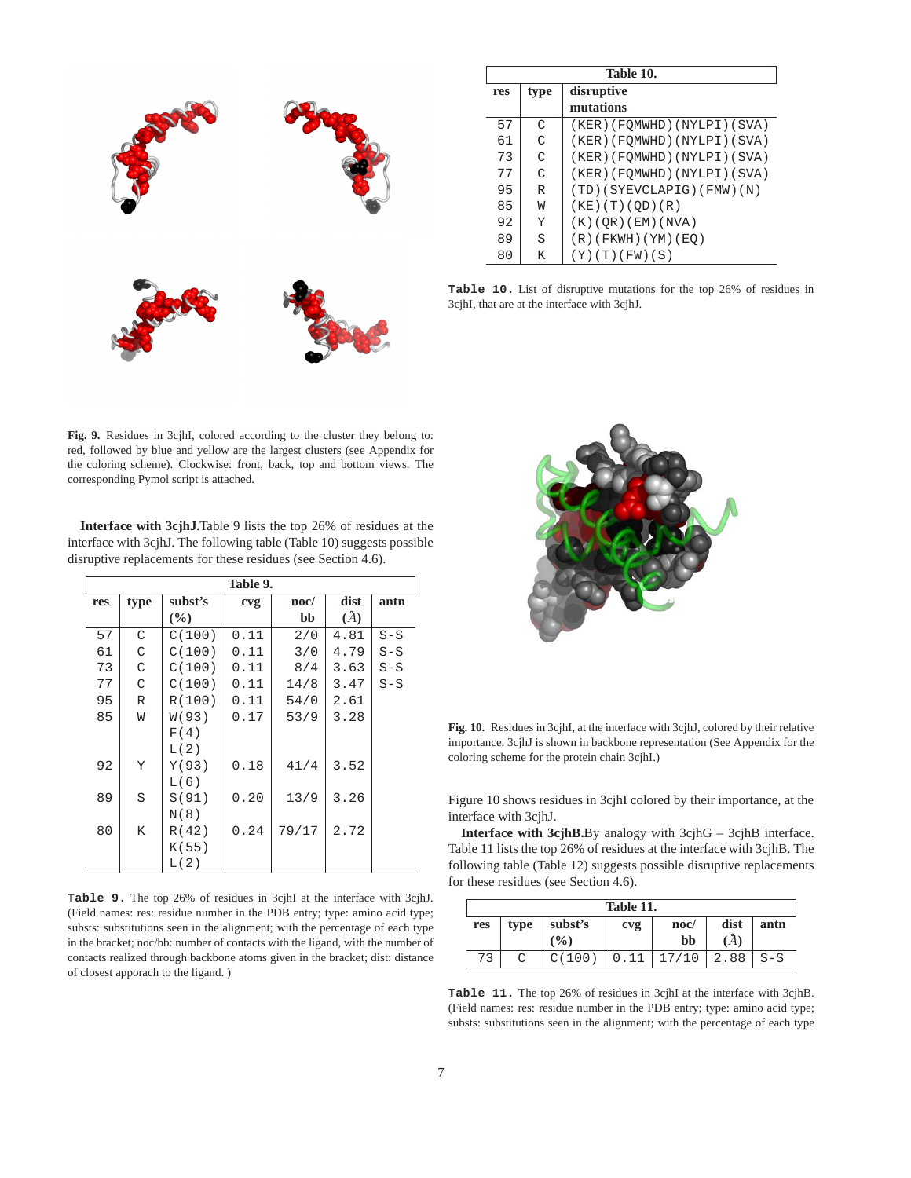**Fig. 9.** Residues in 3cjhI, colored according to the cluster they belong to: red, followed by blue and yellow are the largest clusters (see Appendix for the coloring scheme). Clockwise: front, back, top and bottom views. The corresponding Pymol script is attached.

**Interface with 3cjhJ.** Table 9 lists the top 26% of residues at the interface with 3cjhJ. The following table (Table 10) suggests possible disruptive replacements for these residues (see Section 4.6).

| res | type | subst's (%) | cvg | noc/ bb | dist (Å) | antn |
|---|---|---|---|---|---|---|
| 57 | C | C(100) | 0.11 | 2/0 | 4.81 | S-S |
| 61 | C | C(100) | 0.11 | 3/0 | 4.79 | S-S |
| 73 | C | C(100) | 0.11 | 8/4 | 3.63 | S-S |
| 77 | C | C(100) | 0.11 | 14/8 | 3.47 | S-S |
| 95 | R | R(100) | 0.11 | 54/0 | 2.61 | |
| 85 | W | W(93) F(4) L(2) | 0.17 | 53/9 | 3.28 | |
| 92 | Y | Y(93) L(6) | 0.18 | 41/4 | 3.52 | |
| 89 | S | S(91) N(8) | 0.20 | 13/9 | 3.26 | |
| 80 | K | R(42) K(55) L(2) | 0.24 | 79/17 | 2.72 | |

**Table 9.** The top 26% of residues in 3cjhI at the interface with 3cjhJ. (Field names: res: residue number in the PDB entry; type: amino acid type; substs: substitutions seen in the alignment; with the percentage of each type in the bracket; noc/bb: number of contacts with the ligand, with the number of contacts realized through backbone atoms given in the bracket; dist: distance of closest apporach to the ligand. )

| res | type | disruptive mutations |
|---|---|---|
| 57 | C | (KER)(FQMWHD)(NYLPI)(SVA) |
| 61 | C | (KER)(FQMWHD)(NYLPI)(SVA) |
| 73 | C | (KER)(FQMWHD)(NYLPI)(SVA) |
| 77 | C | (KER)(FQMWHD)(NYLPI)(SVA) |
| 95 | R | (TD)(SYEVCLAPIG)(FMW)(N) |
| 85 | W | (KE)(T)(QD)(R) |
| 92 | Y | (K)(QR)(EM)(NVA) |
| 89 | S | (R)(FKWH)(YM)(EQ) |
| 80 | K | (Y)(T)(FW)(S) |

**Table 10.** List of disruptive mutations for the top 26% of residues in 3cjhI, that are at the interface with 3cjhJ.

**Fig. 10.** Residues in 3cjhI, at the interface with 3cjhJ, colored by their relative importance. 3cjhJ is shown in backbone representation (See Appendix for the coloring scheme for the protein chain 3cjhI.)

Figure 10 shows residues in 3cjhI colored by their importance, at the interface with 3cjhJ.

**Interface with 3cjhB.** By analogy with 3cjhG – 3cjhB interface. Table 11 lists the top 26% of residues at the interface with 3cjhB. The following table (Table 12) suggests possible disruptive replacements for these residues (see Section 4.6).

| res | type | subst's (%) | cvg | noc/ bb | dist (Å) | antn |
|---|---|---|---|---|---|---|
| 73 | C | C(100) | 0.11 | 17/10 | 2.88 | S-S |

**Table 11.** The top 26% of residues in 3cjhI at the interface with 3cjhB. (Field names: res: residue number in the PDB entry; type: amino acid type; substs: substitutions seen in the alignment; with the percentage of each type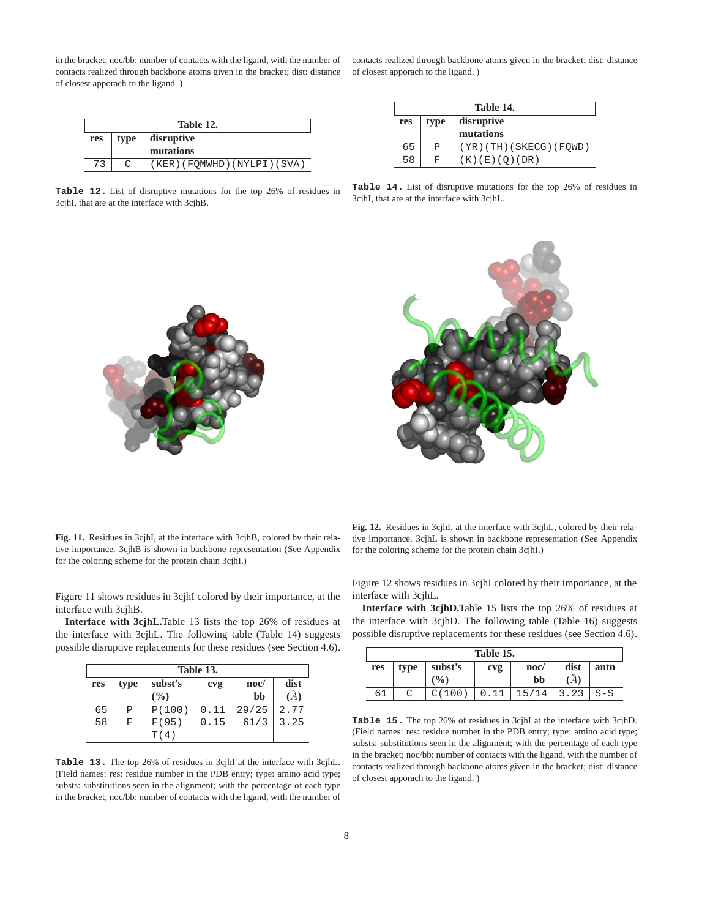in the bracket; noc/bb: number of contacts with the ligand, with the number of contacts realized through backbone atoms given in the bracket; dist: distance of closest apporach to the ligand. )

| Table 12. | | |
|---|---|---|
| **res** | **type** | **disruptive mutations** |
| 73 | C | (KER)(FQMWHD)(NYLPI)(SVA) |

**Table 12.** List of disruptive mutations for the top 26% of residues in 3cjhI, that are at the interface with 3cjhB.

**Fig. 11.** Residues in 3cjhI, at the interface with 3cjhB, colored by their relative importance. 3cjhB is shown in backbone representation (See Appendix for the coloring scheme for the protein chain 3cjhI.)

Figure 11 shows residues in 3cjhI colored by their importance, at the interface with 3cjhB.

**Interface with 3cjhL.** Table 13 lists the top 26% of residues at the interface with 3cjhL. The following table (Table 14) suggests possible disruptive replacements for these residues (see Section 4.6).

| Table 13. | | | | | |
|---|---|---|---|---|---|
| **res** | **type** | **subst's (%)** | **cvg** | **noc/ bb** | **dist (Å)** |
| 65 | P | P(100) | 0.11 | 29/25 | 2.77 |
| 58 | F | F(95) T(4) | 0.15 | 61/3 | 3.25 |

**Table 13.** The top 26% of residues in 3cjhI at the interface with 3cjhL. (Field names: res: residue number in the PDB entry; type: amino acid type; substs: substitutions seen in the alignment; with the percentage of each type in the bracket; noc/bb: number of contacts with the ligand, with the number of contacts realized through backbone atoms given in the bracket; dist: distance of closest apporach to the ligand. )

| Table 14. | | |
|---|---|---|
| **res** | **type** | **disruptive mutations** |
| 65 | P | (YR)(TH)(SKECG)(FQWD) |
| 58 | F | (K)(E)(Q)(DR) |

**Table 14.** List of disruptive mutations for the top 26% of residues in 3cjhI, that are at the interface with 3cjhL.

**Fig. 12.** Residues in 3cjhI, at the interface with 3cjhL, colored by their relative importance. 3cjhL is shown in backbone representation (See Appendix for the coloring scheme for the protein chain 3cjhI.)

Figure 12 shows residues in 3cjhI colored by their importance, at the interface with 3cjhL.

**Interface with 3cjhD.** Table 15 lists the top 26% of residues at the interface with 3cjhD. The following table (Table 16) suggests possible disruptive replacements for these residues (see Section 4.6).

| Table 15. | | | | | | |
|---|---|---|---|---|---|---|
| **res** | **type** | **subst's (%)** | **cvg** | **noc/ bb** | **dist (Å)** | **antn** |
| 61 | C | C(100) | 0.11 | 15/14 | 3.23 | S-S |

**Table 15.** The top 26% of residues in 3cjhI at the interface with 3cjhD. (Field names: res: residue number in the PDB entry; type: amino acid type; substs: substitutions seen in the alignment; with the percentage of each type in the bracket; noc/bb: number of contacts with the ligand, with the number of contacts realized through backbone atoms given in the bracket; dist: distance of closest apporach to the ligand. )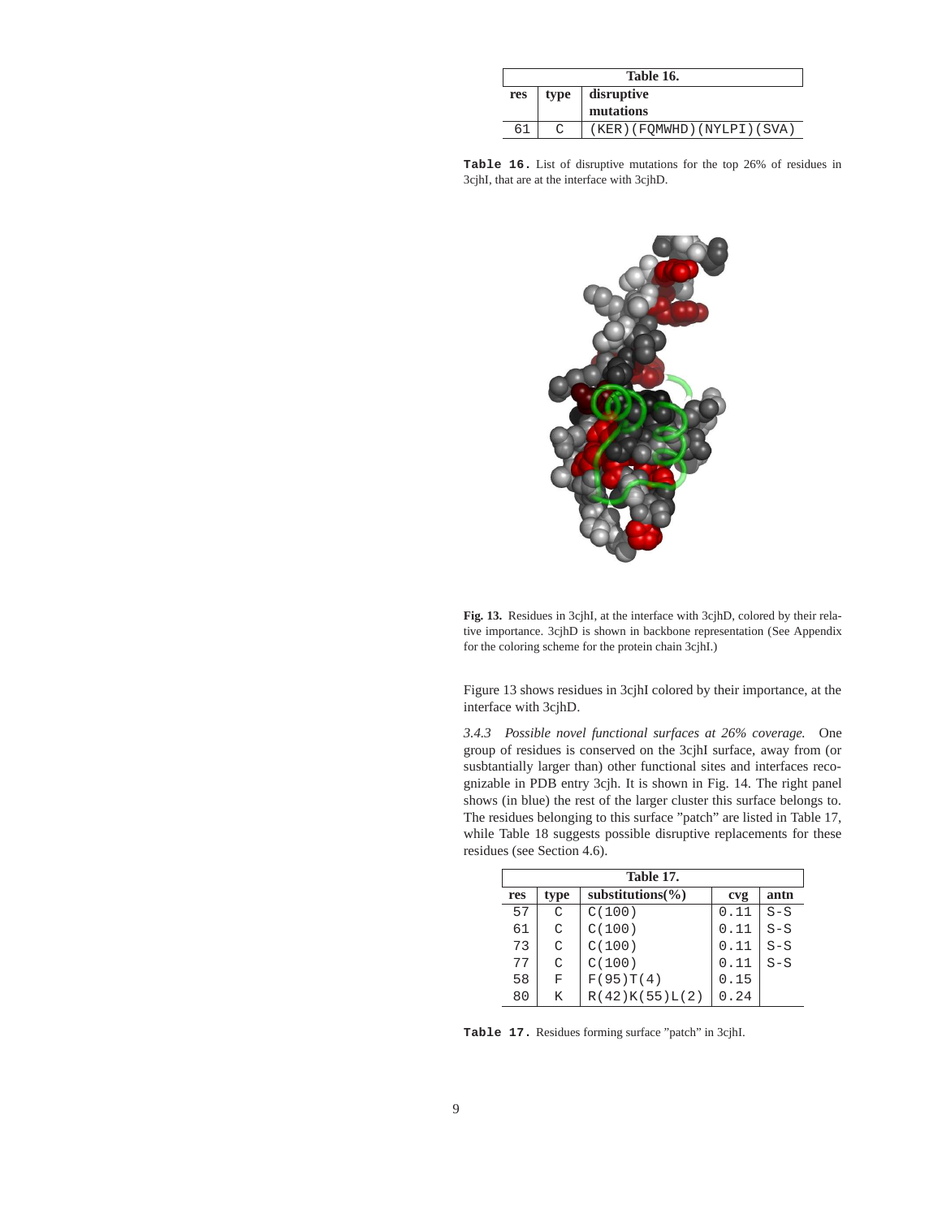| Table 16. | | |
|---|---|---|
| res | type | disruptive mutations |
| 61 | C | (KER)(FQMWHD)(NYLPI)(SVA) |

**Table 16.** List of disruptive mutations for the top 26% of residues in 3cjhI, that are at the interface with 3cjhD.

**Fig. 13.** Residues in 3cjhI, at the interface with 3cjhD, colored by their relative importance. 3cjhD is shown in backbone representation (See Appendix for the coloring scheme for the protein chain 3cjhI.)

Figure 13 shows residues in 3cjhI colored by their importance, at the interface with 3cjhD.

*3.4.3 Possible novel functional surfaces at 26% coverage.* One group of residues is conserved on the 3cjhI surface, away from (or susbtantially larger than) other functional sites and interfaces recognizable in PDB entry 3cjh. It is shown in Fig. 14. The right panel shows (in blue) the rest of the larger cluster this surface belongs to. The residues belonging to this surface "patch" are listed in Table 17, while Table 18 suggests possible disruptive replacements for these residues (see Section 4.6).

| Table 17. | | | | |
|---|---|---|---|---|
| res | type | substitutions(%) | cvg | antn |
| 57 | C | C(100) | 0.11 | S-S |
| 61 | C | C(100) | 0.11 | S-S |
| 73 | C | C(100) | 0.11 | S-S |
| 77 | C | C(100) | 0.11 | S-S |
| 58 | F | F(95)T(4) | 0.15 | |
| 80 | K | R(42)K(55)L(2) | 0.24 | |

**Table 17.** Residues forming surface "patch" in 3cjhI.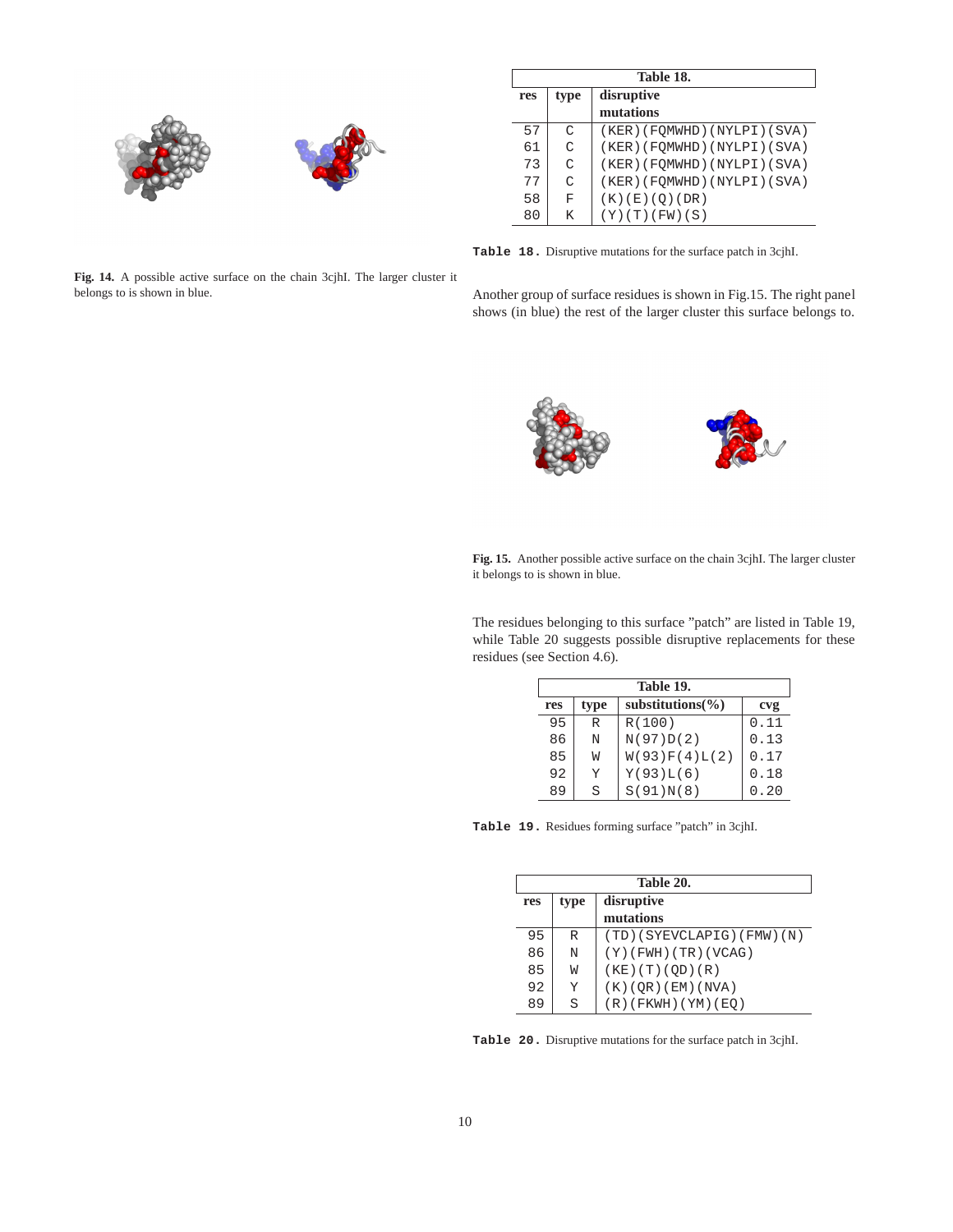Fig. 14. A possible active surface on the chain 3cjhI. The larger cluster it belongs to is shown in blue.

| Table 18. | | |
|---|---|---|
| **res** | **type** | **disruptive mutations** |
| 57 | C | (KER)(FQMWHD)(NYLPI)(SVA) |
| 61 | C | (KER)(FQMWHD)(NYLPI)(SVA) |
| 73 | C | (KER)(FQMWHD)(NYLPI)(SVA) |
| 77 | C | (KER)(FQMWHD)(NYLPI)(SVA) |
| 58 | F | (K)(E)(Q)(DR) |
| 80 | K | (Y)(T)(FW)(S) |

**Table 18.** Disruptive mutations for the surface patch in 3cjhI.

Another group of surface residues is shown in Fig.15. The right panel shows (in blue) the rest of the larger cluster this surface belongs to.

Fig. 15. Another possible active surface on the chain 3cjhI. The larger cluster it belongs to is shown in blue.

The residues belonging to this surface "patch" are listed in Table 19, while Table 20 suggests possible disruptive replacements for these residues (see Section 4.6).

| Table 19. | | | |
|---|---|---|---|
| **res** | **type** | **substitutions(%)** | **cvg** |
| 95 | R | R(100) | 0.11 |
| 86 | N | N(97)D(2) | 0.13 |
| 85 | W | W(93)F(4)L(2) | 0.17 |
| 92 | Y | Y(93)L(6) | 0.18 |
| 89 | S | S(91)N(8) | 0.20 |

**Table 19.** Residues forming surface "patch" in 3cjhI.

| Table 20. | | |
|---|---|---|
| **res** | **type** | **disruptive mutations** |
| 95 | R | (TD)(SYEVCLAPIG)(FMW)(N) |
| 86 | N | (Y)(FWH)(TR)(VCAG) |
| 85 | W | (KE)(T)(QD)(R) |
| 92 | Y | (K)(QR)(EM)(NVA) |
| 89 | S | (R)(FKWH)(YM)(EQ) |

**Table 20.** Disruptive mutations for the surface patch in 3cjhI.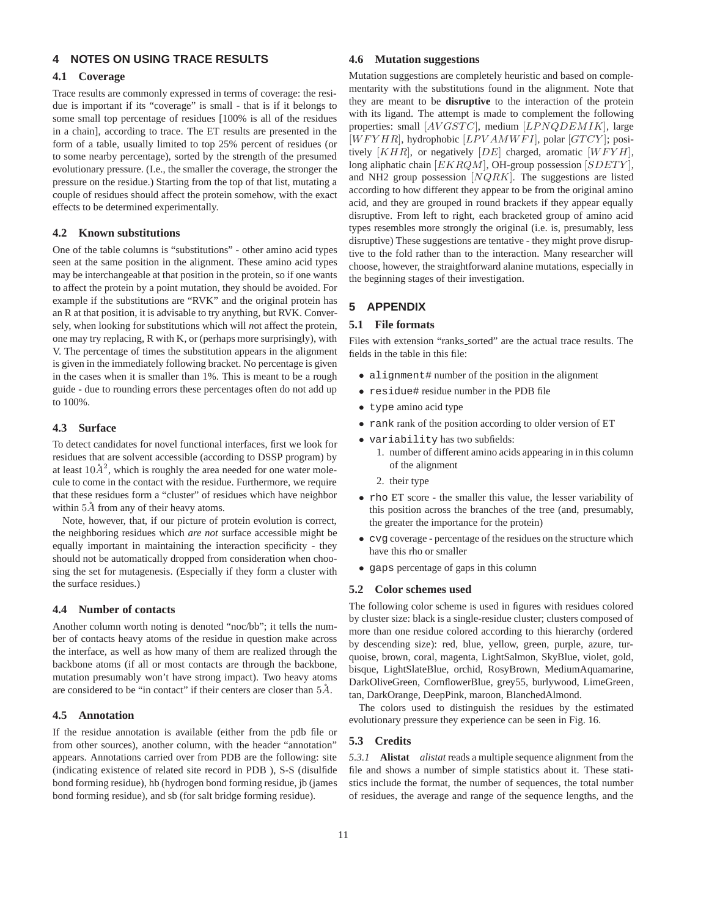## 4 NOTES ON USING TRACE RESULTS

### 4.1 Coverage

Trace results are commonly expressed in terms of coverage: the residue is important if its "coverage" is small - that is if it belongs to some small top percentage of residues [100% is all of the residues in a chain], according to trace. The ET results are presented in the form of a table, usually limited to top 25% percent of residues (or to some nearby percentage), sorted by the strength of the presumed evolutionary pressure. (I.e., the smaller the coverage, the stronger the pressure on the residue.) Starting from the top of that list, mutating a couple of residues should affect the protein somehow, with the exact effects to be determined experimentally.

### 4.2 Known substitutions

One of the table columns is "substitutions" - other amino acid types seen at the same position in the alignment. These amino acid types may be interchangeable at that position in the protein, so if one wants to affect the protein by a point mutation, they should be avoided. For example if the substitutions are "RVK" and the original protein has an R at that position, it is advisable to try anything, but RVK. Conversely, when looking for substitutions which will *n*ot affect the protein, one may try replacing, R with K, or (perhaps more surprisingly), with V. The percentage of times the substitution appears in the alignment is given in the immediately following bracket. No percentage is given in the cases when it is smaller than 1%. This is meant to be a rough guide - due to rounding errors these percentages often do not add up to 100%.

### 4.3 Surface

To detect candidates for novel functional interfaces, first we look for residues that are solvent accessible (according to DSSP program) by at least $10\mathring{A}^2$, which is roughly the area needed for one water molecule to come in the contact with the residue. Furthermore, we require that these residues form a "cluster" of residues which have neighbor within $5\mathring{A}$ from any of their heavy atoms.

Note, however, that, if our picture of protein evolution is correct, the neighboring residues which *are not* surface accessible might be equally important in maintaining the interaction specificity - they should not be automatically dropped from consideration when choosing the set for mutagenesis. (Especially if they form a cluster with the surface residues.)

### 4.4 Number of contacts

Another column worth noting is denoted "noc/bb"; it tells the number of contacts heavy atoms of the residue in question make across the interface, as well as how many of them are realized through the backbone atoms (if all or most contacts are through the backbone, mutation presumably won't have strong impact). Two heavy atoms are considered to be "in contact" if their centers are closer than $5\mathring{A}$.

### 4.5 Annotation

If the residue annotation is available (either from the pdb file or from other sources), another column, with the header "annotation" appears. Annotations carried over from PDB are the following: site (indicating existence of related site record in PDB ), S-S (disulfide bond forming residue), hb (hydrogen bond forming residue, jb (james bond forming residue), and sb (for salt bridge forming residue).

### 4.6 Mutation suggestions

Mutation suggestions are completely heuristic and based on complementarity with the substitutions found in the alignment. Note that they are meant to be **disruptive** to the interaction of the protein with its ligand. The attempt is made to complement the following properties: small $[AVGSTC]$, medium $[LPNQDEMIK]$, large $[WFYHR]$, hydrophobic $[LPVAMWFI]$, polar $[GTCY]$; positively $[KHR]$, or negatively $[DE]$ charged, aromatic $[WFYH]$, long aliphatic chain $[EKRQM]$, OH-group possession $[SDETY]$, and NH2 group possession $[NQRK]$. The suggestions are listed according to how different they appear to be from the original amino acid, and they are grouped in round brackets if they appear equally disruptive. From left to right, each bracketed group of amino acid types resembles more strongly the original (i.e. is, presumably, less disruptive) These suggestions are tentative - they might prove disruptive to the fold rather than to the interaction. Many researcher will choose, however, the straightforward alanine mutations, especially in the beginning stages of their investigation.

## 5 APPENDIX

### 5.1 File formats

Files with extension "ranks_sorted" are the actual trace results. The fields in the table in this file:

- `alignment#` number of the position in the alignment
- `residue#` residue number in the PDB file
- `type` amino acid type
- `rank` rank of the position according to older version of ET
- `variability` has two subfields:
  1. number of different amino acids appearing in in this column of the alignment
  2. their type
- `rho` ET score - the smaller this value, the lesser variability of this position across the branches of the tree (and, presumably, the greater the importance for the protein)
- `cvg` coverage - percentage of the residues on the structure which have this rho or smaller
- `gaps` percentage of gaps in this column

### 5.2 Color schemes used

The following color scheme is used in figures with residues colored by cluster size: black is a single-residue cluster; clusters composed of more than one residue colored according to this hierarchy (ordered by descending size): red, blue, yellow, green, purple, azure, turquoise, brown, coral, magenta, LightSalmon, SkyBlue, violet, gold, bisque, LightSlateBlue, orchid, RosyBrown, MediumAquamarine, DarkOliveGreen, CornflowerBlue, grey55, burlywood, LimeGreen, tan, DarkOrange, DeepPink, maroon, BlanchedAlmond.

The colors used to distinguish the residues by the estimated evolutionary pressure they experience can be seen in Fig. 16.

### 5.3 Credits

*5.3.1* **Alistat** *alistat* reads a multiple sequence alignment from the file and shows a number of simple statistics about it. These statistics include the format, the number of sequences, the total number of residues, the average and range of the sequence lengths, and the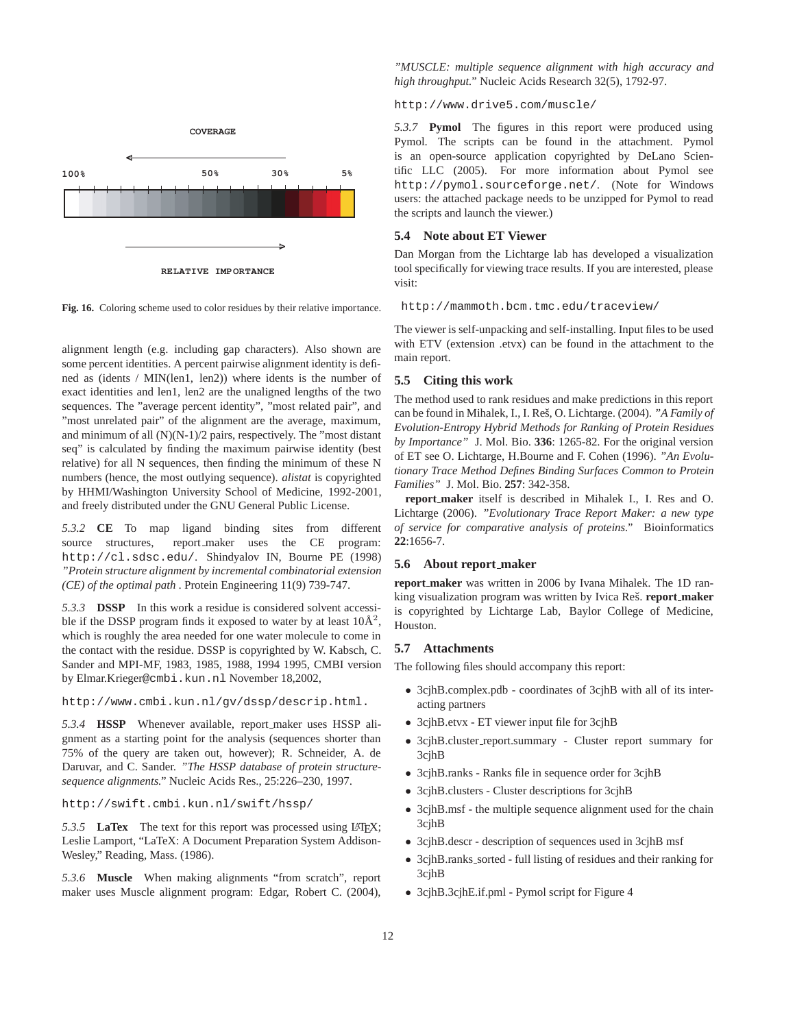Fig. 16. Coloring scheme used to color residues by their relative importance.

alignment length (e.g. including gap characters). Also shown are some percent identities. A percent pairwise alignment identity is defined as (idents / MIN(len1, len2)) where idents is the number of exact identities and len1, len2 are the unaligned lengths of the two sequences. The "average percent identity", "most related pair", and "most unrelated pair" of the alignment are the average, maximum, and minimum of all (N)(N-1)/2 pairs, respectively. The "most distant seq" is calculated by finding the maximum pairwise identity (best relative) for all N sequences, then finding the minimum of these N numbers (hence, the most outlying sequence). *alistat* is copyrighted by HHMI/Washington University School of Medicine, 1992-2001, and freely distributed under the GNU General Public License.

*5.3.2* **CE** To map ligand binding sites from different source structures, report_maker uses the CE program: `http://cl.sdsc.edu/`. Shindyalov IN, Bourne PE (1998) *"Protein structure alignment by incremental combinatorial extension (CE) of the optimal path* . Protein Engineering 11(9) 739-747.

*5.3.3* **DSSP** In this work a residue is considered solvent accessible if the DSSP program finds it exposed to water by at least 10Å$^2$, which is roughly the area needed for one water molecule to come in the contact with the residue. DSSP is copyrighted by W. Kabsch, C. Sander and MPI-MF, 1983, 1985, 1988, 1994 1995, CMBI version by Elmar.Krieger@cmbi.kun.nl November 18,2002,

`http://www.cmbi.kun.nl/gv/dssp/descrip.html.`

*5.3.4* **HSSP** Whenever available, report_maker uses HSSP alignment as a starting point for the analysis (sequences shorter than 75% of the query are taken out, however); R. Schneider, A. de Daruvar, and C. Sander. *"The HSSP database of protein structure-sequence alignments."* Nucleic Acids Res., 25:226–230, 1997.

`http://swift.cmbi.kun.nl/swift/hssp/`

*5.3.5* **LaTex** The text for this report was processed using LaTeX; Leslie Lamport, "LaTeX: A Document Preparation System Addison-Wesley," Reading, Mass. (1986).

*5.3.6* **Muscle** When making alignments "from scratch", report maker uses Muscle alignment program: Edgar, Robert C. (2004), *"MUSCLE: multiple sequence alignment with high accuracy and high throughput."* Nucleic Acids Research 32(5), 1792-97.

`http://www.drive5.com/muscle/`

*5.3.7* **Pymol** The figures in this report were produced using Pymol. The scripts can be found in the attachment. Pymol is an open-source application copyrighted by DeLano Scientific LLC (2005). For more information about Pymol see `http://pymol.sourceforge.net/`. (Note for Windows users: the attached package needs to be unzipped for Pymol to read the scripts and launch the viewer.)

## 5.4 Note about ET Viewer

Dan Morgan from the Lichtarge lab has developed a visualization tool specifically for viewing trace results. If you are interested, please visit:

`http://mammoth.bcm.tmc.edu/traceview/`

The viewer is self-unpacking and self-installing. Input files to be used with ETV (extension .etvx) can be found in the attachment to the main report.

## 5.5 Citing this work

The method used to rank residues and make predictions in this report can be found in Mihalek, I., I. Reš, O. Lichtarge. (2004). *"A Family of Evolution-Entropy Hybrid Methods for Ranking of Protein Residues by Importance"* J. Mol. Bio. **336**: 1265-82. For the original version of ET see O. Lichtarge, H.Bourne and F. Cohen (1996). *"An Evolutionary Trace Method Defines Binding Surfaces Common to Protein Families"* J. Mol. Bio. **257**: 342-358.

**report_maker** itself is described in Mihalek I., I. Res and O. Lichtarge (2006). *"Evolutionary Trace Report Maker: a new type of service for comparative analysis of proteins."* Bioinformatics **22**:1656-7.

## 5.6 About report_maker

**report_maker** was written in 2006 by Ivana Mihalek. The 1D ranking visualization program was written by Ivica Reš. **report_maker** is copyrighted by Lichtarge Lab, Baylor College of Medicine, Houston.

## 5.7 Attachments

The following files should accompany this report:

- 3cjhB.complex.pdb - coordinates of 3cjhB with all of its interacting partners
- 3cjhB.etvx - ET viewer input file for 3cjhB
- 3cjhB.cluster_report.summary - Cluster report summary for 3cjhB
- 3cjhB.ranks - Ranks file in sequence order for 3cjhB
- 3cjhB.clusters - Cluster descriptions for 3cjhB
- 3cjhB.msf - the multiple sequence alignment used for the chain 3cjhB
- 3cjhB.descr - description of sequences used in 3cjhB msf
- 3cjhB.ranks_sorted - full listing of residues and their ranking for 3cjhB
- 3cjhB.3cjhE.if.pml - Pymol script for Figure 4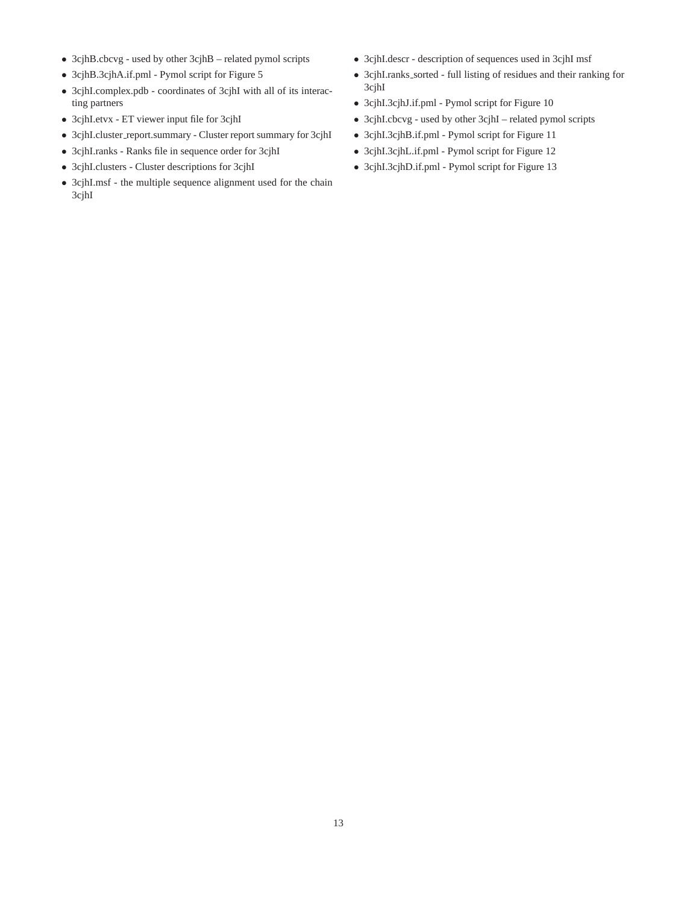- 3cjhB.cbcvg - used by other 3cjhB – related pymol scripts
- 3cjhB.3cjhA.if.pml - Pymol script for Figure 5
- 3cjhI.complex.pdb - coordinates of 3cjhI with all of its interacting partners
- 3cjhI.etvx - ET viewer input file for 3cjhI
- 3cjhI.cluster_report.summary - Cluster report summary for 3cjhI
- 3cjhI.ranks - Ranks file in sequence order for 3cjhI
- 3cjhI.clusters - Cluster descriptions for 3cjhI
- 3cjhI.msf - the multiple sequence alignment used for the chain 3cjhI
- 3cjhI.descr - description of sequences used in 3cjhI msf
- 3cjhI.ranks_sorted - full listing of residues and their ranking for 3cjhI
- 3cjhI.3cjhJ.if.pml - Pymol script for Figure 10
- 3cjhI.cbcvg - used by other 3cjhI – related pymol scripts
- 3cjhI.3cjhB.if.pml - Pymol script for Figure 11
- 3cjhI.3cjhL.if.pml - Pymol script for Figure 12
- 3cjhI.3cjhD.if.pml - Pymol script for Figure 13